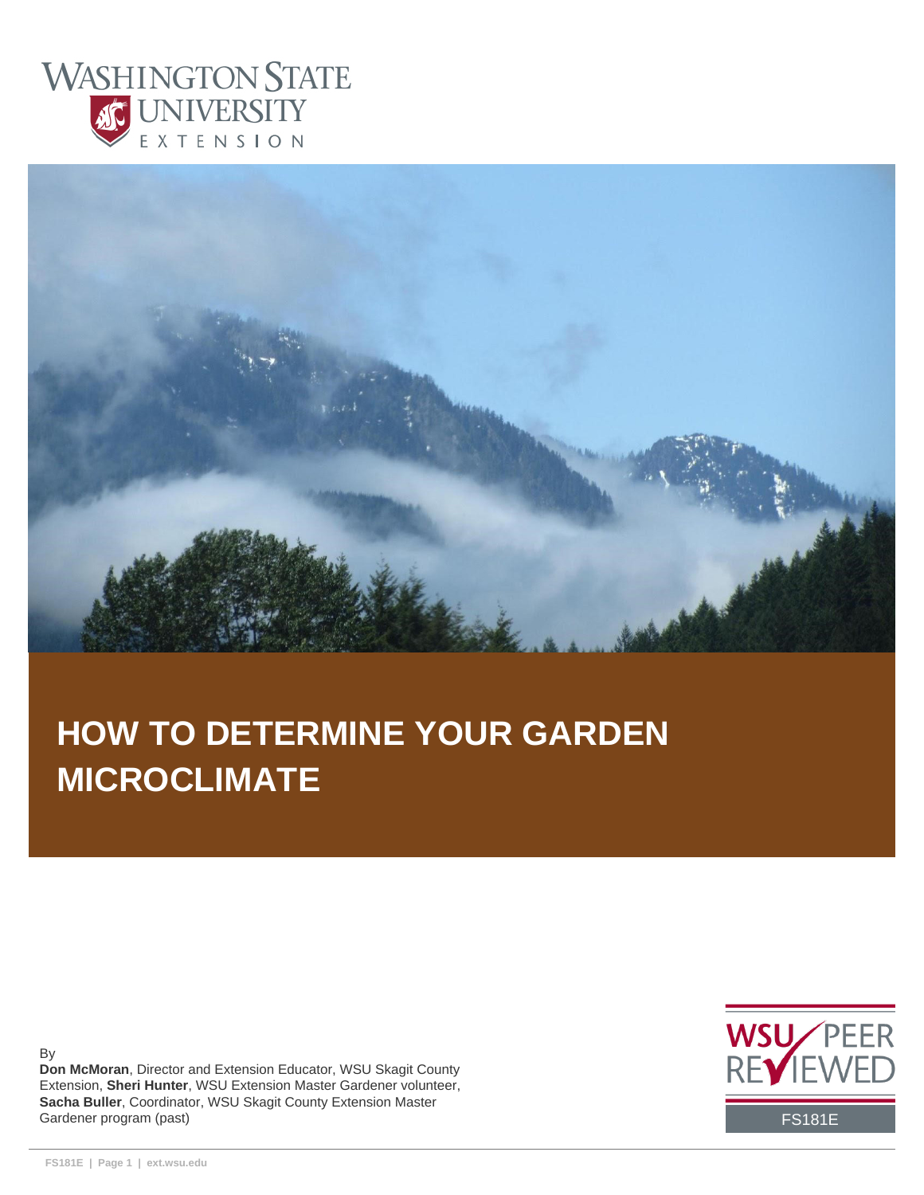# HOW TO DETERMINE YOUR GARDEN MICROCLIMATE

By

**Don McMoran**, Director and Extension Educator, WSU Skagit County Extension, **Sheri Hunter**, WSU Extension Master Gardener volunteer, **Sacha Buller**, Coordinator, WSU Skagit County Extension Master Gardener program (past)

WSU PEER REVIEWED

FS181E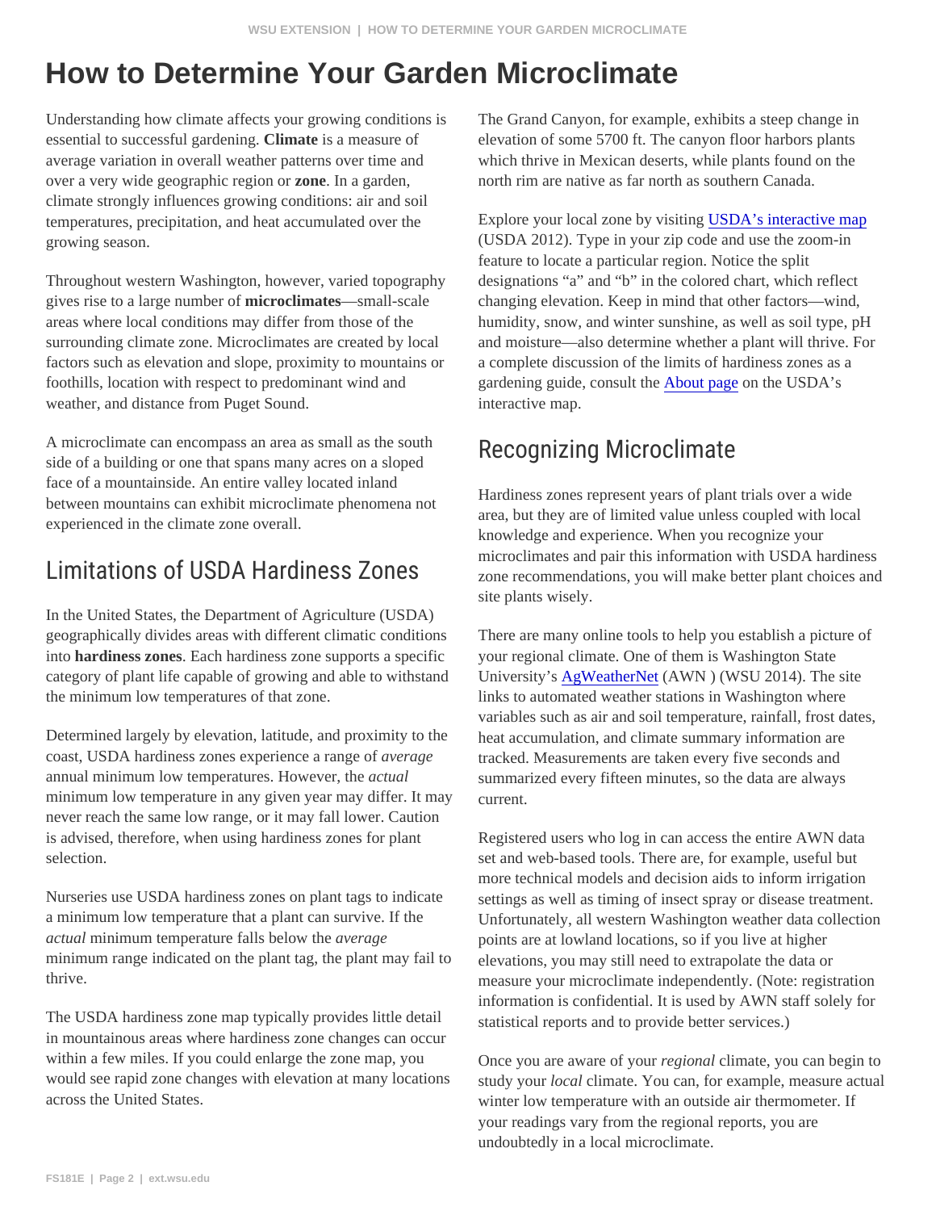# How to Determine Your Garden Microclimate

Understanding how climate affects your growing conditions is essential to successful gardening. **Climate** is a measure of average variation in overall weather patterns over time and over a very wide geographic region or **zone**. In a garden, climate strongly influences growing conditions: air and soil temperatures, precipitation, and heat accumulated over the growing season.

Throughout western Washington, however, varied topography gives rise to a large number of **microclimates**—small-scale areas where local conditions may differ from those of the surrounding climate zone. Microclimates are created by local factors such as elevation and slope, proximity to mountains or foothills, location with respect to predominant wind and weather, and distance from Puget Sound.

A microclimate can encompass an area as small as the south side of a building or one that spans many acres on a sloped face of a mountainside. An entire valley located inland between mountains can exhibit microclimate phenomena not experienced in the climate zone overall.

## Limitations of USDA Hardiness Zones

In the United States, the Department of Agriculture (USDA) geographically divides areas with different climatic conditions into **hardiness zones**. Each hardiness zone supports a specific category of plant life capable of growing and able to withstand the minimum low temperatures of that zone.

Determined largely by elevation, latitude, and proximity to the coast, USDA hardiness zones experience a range of *average* annual minimum low temperatures. However, the *actual* minimum low temperature in any given year may differ. It may never reach the same low range, or it may fall lower. Caution is advised, therefore, when using hardiness zones for plant selection.

Nurseries use USDA hardiness zones on plant tags to indicate a minimum low temperature that a plant can survive. If the *actual* minimum temperature falls below the *average* minimum range indicated on the plant tag, the plant may fail to thrive.

The USDA hardiness zone map typically provides little detail in mountainous areas where hardiness zone changes can occur within a few miles. If you could enlarge the zone map, you would see rapid zone changes with elevation at many locations across the United States.

The Grand Canyon, for example, exhibits a steep change in elevation of some 5700 ft. The canyon floor harbors plants which thrive in Mexican deserts, while plants found on the north rim are native as far north as southern Canada.

Explore your local zone by visiting USDA's interactive map (USDA 2012). Type in your zip code and use the zoom-in feature to locate a particular region. Notice the split designations "a" and "b" in the colored chart, which reflect changing elevation. Keep in mind that other factors—wind, humidity, snow, and winter sunshine, as well as soil type, pH and moisture—also determine whether a plant will thrive. For a complete discussion of the limits of hardiness zones as a gardening guide, consult the About page on the USDA's interactive map.

## Recognizing Microclimate

Hardiness zones represent years of plant trials over a wide area, but they are of limited value unless coupled with local knowledge and experience. When you recognize your microclimates and pair this information with USDA hardiness zone recommendations, you will make better plant choices and site plants wisely.

There are many online tools to help you establish a picture of your regional climate. One of them is Washington State University's AgWeatherNet (AWN ) (WSU 2014). The site links to automated weather stations in Washington where variables such as air and soil temperature, rainfall, frost dates, heat accumulation, and climate summary information are tracked. Measurements are taken every five seconds and summarized every fifteen minutes, so the data are always current.

Registered users who log in can access the entire AWN data set and web-based tools. There are, for example, useful but more technical models and decision aids to inform irrigation settings as well as timing of insect spray or disease treatment. Unfortunately, all western Washington weather data collection points are at lowland locations, so if you live at higher elevations, you may still need to extrapolate the data or measure your microclimate independently. (Note: registration information is confidential. It is used by AWN staff solely for statistical reports and to provide better services.)

Once you are aware of your *regional* climate, you can begin to study your *local* climate. You can, for example, measure actual winter low temperature with an outside air thermometer. If your readings vary from the regional reports, you are undoubtedly in a local microclimate.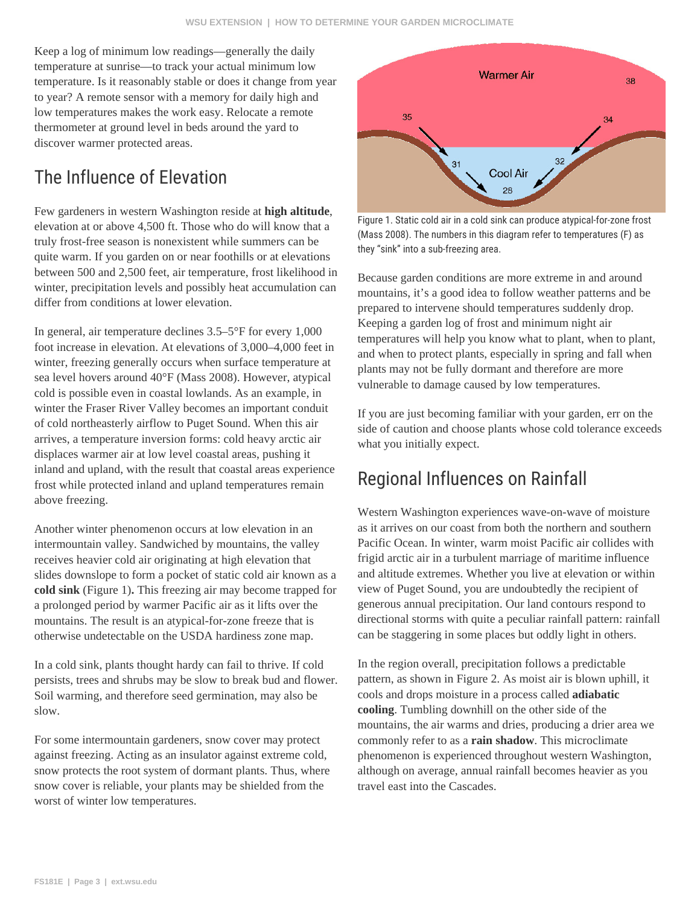Keep a log of minimum low readings—generally the daily temperature at sunrise—to track your actual minimum low temperature. Is it reasonably stable or does it change from year to year? A remote sensor with a memory for daily high and low temperatures makes the work easy. Relocate a remote thermometer at ground level in beds around the yard to discover warmer protected areas.

## The Influence of Elevation

Few gardeners in western Washington reside at **high altitude**, elevation at or above 4,500 ft. Those who do will know that a truly frost-free season is nonexistent while summers can be quite warm. If you garden on or near foothills or at elevations between 500 and 2,500 feet, air temperature, frost likelihood in winter, precipitation levels and possibly heat accumulation can differ from conditions at lower elevation.

In general, air temperature declines 3.5–5°F for every 1,000 foot increase in elevation. At elevations of 3,000–4,000 feet in winter, freezing generally occurs when surface temperature at sea level hovers around 40°F (Mass 2008). However, atypical cold is possible even in coastal lowlands. As an example, in winter the Fraser River Valley becomes an important conduit of cold northeasterly airflow to Puget Sound. When this air arrives, a temperature inversion forms: cold heavy arctic air displaces warmer air at low level coastal areas, pushing it inland and upland, with the result that coastal areas experience frost while protected inland and upland temperatures remain above freezing.

Another winter phenomenon occurs at low elevation in an intermountain valley. Sandwiched by mountains, the valley receives heavier cold air originating at high elevation that slides downslope to form a pocket of static cold air known as a **cold sink** (Figure 1). This freezing air may become trapped for a prolonged period by warmer Pacific air as it lifts over the mountains. The result is an atypical-for-zone freeze that is otherwise undetectable on the USDA hardiness zone map.

In a cold sink, plants thought hardy can fail to thrive. If cold persists, trees and shrubs may be slow to break bud and flower. Soil warming, and therefore seed germination, may also be slow.

For some intermountain gardeners, snow cover may protect against freezing. Acting as an insulator against extreme cold, snow protects the root system of dormant plants. Thus, where snow cover is reliable, your plants may be shielded from the worst of winter low temperatures.

Figure 1. Static cold air in a cold sink can produce atypical-for-zone frost (Mass 2008). The numbers in this diagram refer to temperatures (F) as they "sink" into a sub-freezing area.

Because garden conditions are more extreme in and around mountains, it's a good idea to follow weather patterns and be prepared to intervene should temperatures suddenly drop. Keeping a garden log of frost and minimum night air temperatures will help you know what to plant, when to plant, and when to protect plants, especially in spring and fall when plants may not be fully dormant and therefore are more vulnerable to damage caused by low temperatures.

If you are just becoming familiar with your garden, err on the side of caution and choose plants whose cold tolerance exceeds what you initially expect.

## Regional Influences on Rainfall

Western Washington experiences wave-on-wave of moisture as it arrives on our coast from both the northern and southern Pacific Ocean. In winter, warm moist Pacific air collides with frigid arctic air in a turbulent marriage of maritime influence and altitude extremes. Whether you live at elevation or within view of Puget Sound, you are undoubtedly the recipient of generous annual precipitation. Our land contours respond to directional storms with quite a peculiar rainfall pattern: rainfall can be staggering in some places but oddly light in others.

In the region overall, precipitation follows a predictable pattern, as shown in Figure 2. As moist air is blown uphill, it cools and drops moisture in a process called **adiabatic cooling**. Tumbling downhill on the other side of the mountains, the air warms and dries, producing a drier area we commonly refer to as a **rain shadow**. This microclimate phenomenon is experienced throughout western Washington, although on average, annual rainfall becomes heavier as you travel east into the Cascades.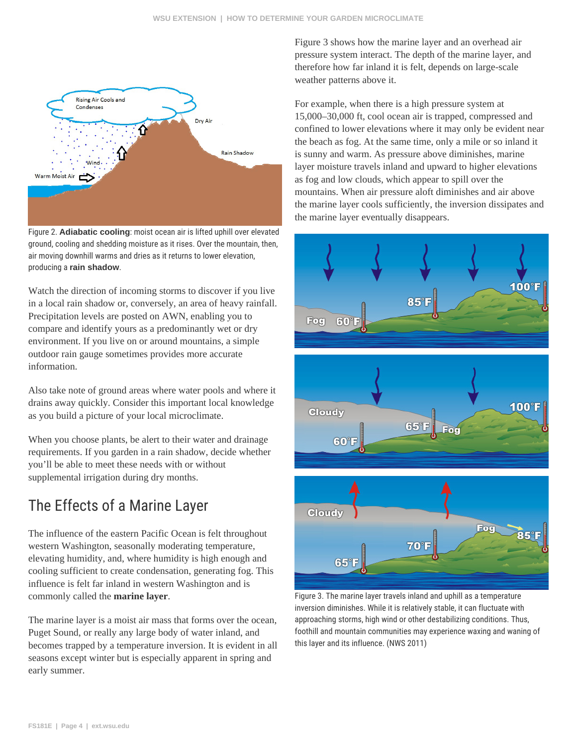Figure 2. **Adiabatic cooling**: moist ocean air is lifted uphill over elevated ground, cooling and shedding moisture as it rises. Over the mountain, then, air moving downhill warms and dries as it returns to lower elevation, producing a **rain shadow**.

Watch the direction of incoming storms to discover if you live in a local rain shadow or, conversely, an area of heavy rainfall. Precipitation levels are posted on AWN, enabling you to compare and identify yours as a predominantly wet or dry environment. If you live on or around mountains, a simple outdoor rain gauge sometimes provides more accurate information.

Also take note of ground areas where water pools and where it drains away quickly. Consider this important local knowledge as you build a picture of your local microclimate.

When you choose plants, be alert to their water and drainage requirements. If you garden in a rain shadow, decide whether you'll be able to meet these needs with or without supplemental irrigation during dry months.

## The Effects of a Marine Layer

The influence of the eastern Pacific Ocean is felt throughout western Washington, seasonally moderating temperature, elevating humidity, and, where humidity is high enough and cooling sufficient to create condensation, generating fog. This influence is felt far inland in western Washington and is commonly called the **marine layer**.

The marine layer is a moist air mass that forms over the ocean, Puget Sound, or really any large body of water inland, and becomes trapped by a temperature inversion. It is evident in all seasons except winter but is especially apparent in spring and early summer.

Figure 3 shows how the marine layer and an overhead air pressure system interact. The depth of the marine layer, and therefore how far inland it is felt, depends on large-scale weather patterns above it.

For example, when there is a high pressure system at 15,000–30,000 ft, cool ocean air is trapped, compressed and confined to lower elevations where it may only be evident near the beach as fog. At the same time, only a mile or so inland it is sunny and warm. As pressure above diminishes, marine layer moisture travels inland and upward to higher elevations as fog and low clouds, which appear to spill over the mountains. When air pressure aloft diminishes and air above the marine layer cools sufficiently, the inversion dissipates and the marine layer eventually disappears.

Figure 3. The marine layer travels inland and uphill as a temperature inversion diminishes. While it is relatively stable, it can fluctuate with approaching storms, high wind or other destabilizing conditions. Thus, foothill and mountain communities may experience waxing and waning of this layer and its influence. (NWS 2011)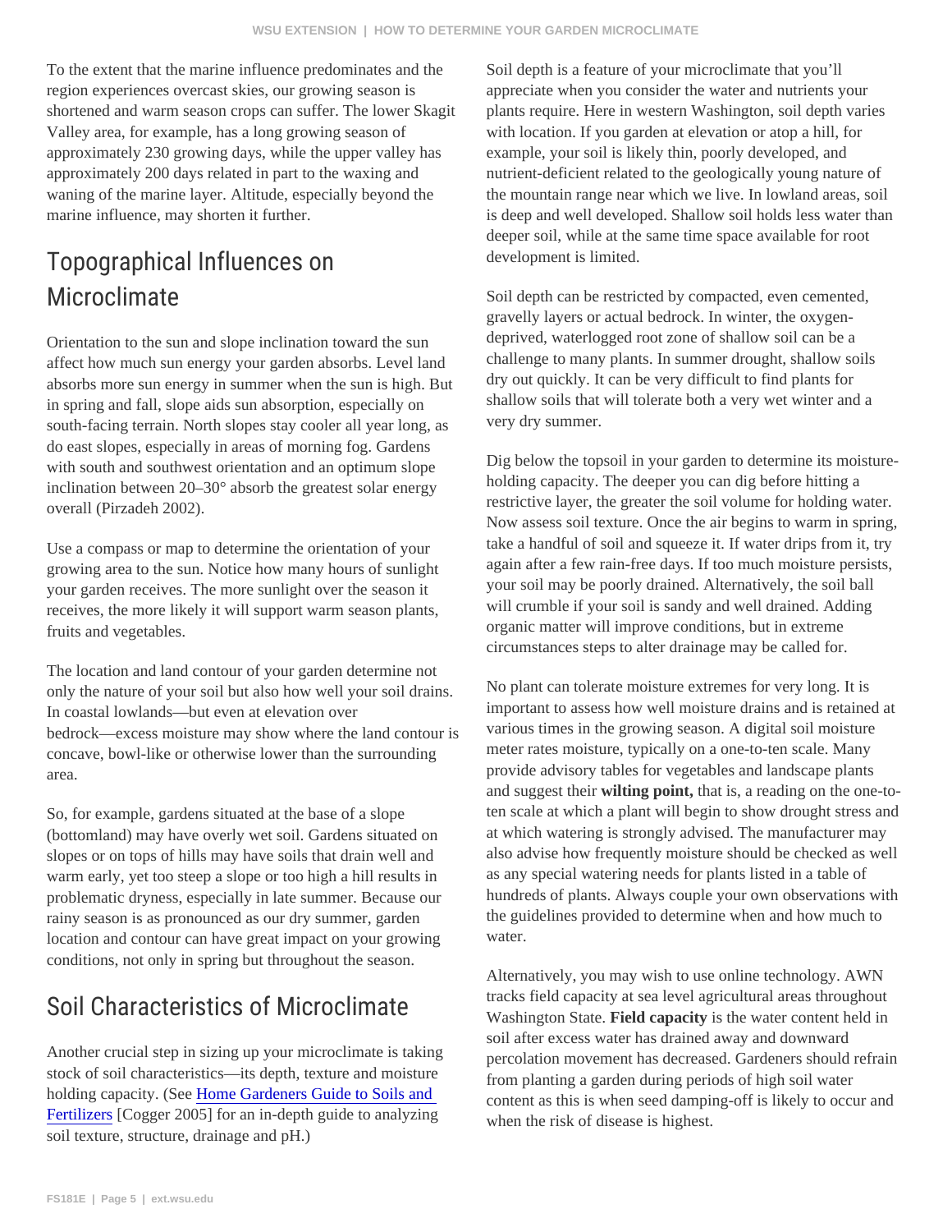To the extent that the marine influence predominates and the region experiences overcast skies, our growing season is shortened and warm season crops can suffer. The lower Skagit Valley area, for example, has a long growing season of approximately 230 growing days, while the upper valley has approximately 200 days related in part to the waxing and waning of the marine layer. Altitude, especially beyond the marine influence, may shorten it further.

## Topographical Influences on Microclimate

Orientation to the sun and slope inclination toward the sun affect how much sun energy your garden absorbs. Level land absorbs more sun energy in summer when the sun is high. But in spring and fall, slope aids sun absorption, especially on south-facing terrain. North slopes stay cooler all year long, as do east slopes, especially in areas of morning fog. Gardens with south and southwest orientation and an optimum slope inclination between 20–30° absorb the greatest solar energy overall (Pirzadeh 2002).

Use a compass or map to determine the orientation of your growing area to the sun. Notice how many hours of sunlight your garden receives. The more sunlight over the season it receives, the more likely it will support warm season plants, fruits and vegetables.

The location and land contour of your garden determine not only the nature of your soil but also how well your soil drains. In coastal lowlands—but even at elevation over bedrock—excess moisture may show where the land contour is concave, bowl-like or otherwise lower than the surrounding area.

So, for example, gardens situated at the base of a slope (bottomland) may have overly wet soil. Gardens situated on slopes or on tops of hills may have soils that drain well and warm early, yet too steep a slope or too high a hill results in problematic dryness, especially in late summer. Because our rainy season is as pronounced as our dry summer, garden location and contour can have great impact on your growing conditions, not only in spring but throughout the season.

## Soil Characteristics of Microclimate

Another crucial step in sizing up your microclimate is taking stock of soil characteristics—its depth, texture and moisture holding capacity. (See [Home Gardeners Guide to Soils and Fertilizers] [Cogger 2005] for an in-depth guide to analyzing soil texture, structure, drainage and pH.)

Soil depth is a feature of your microclimate that you'll appreciate when you consider the water and nutrients your plants require. Here in western Washington, soil depth varies with location. If you garden at elevation or atop a hill, for example, your soil is likely thin, poorly developed, and nutrient-deficient related to the geologically young nature of the mountain range near which we live. In lowland areas, soil is deep and well developed. Shallow soil holds less water than deeper soil, while at the same time space available for root development is limited.

Soil depth can be restricted by compacted, even cemented, gravelly layers or actual bedrock. In winter, the oxygen-deprived, waterlogged root zone of shallow soil can be a challenge to many plants. In summer drought, shallow soils dry out quickly. It can be very difficult to find plants for shallow soils that will tolerate both a very wet winter and a very dry summer.

Dig below the topsoil in your garden to determine its moisture-holding capacity. The deeper you can dig before hitting a restrictive layer, the greater the soil volume for holding water. Now assess soil texture. Once the air begins to warm in spring, take a handful of soil and squeeze it. If water drips from it, try again after a few rain-free days. If too much moisture persists, your soil may be poorly drained. Alternatively, the soil ball will crumble if your soil is sandy and well drained. Adding organic matter will improve conditions, but in extreme circumstances steps to alter drainage may be called for.

No plant can tolerate moisture extremes for very long. It is important to assess how well moisture drains and is retained at various times in the growing season. A digital soil moisture meter rates moisture, typically on a one-to-ten scale. Many provide advisory tables for vegetables and landscape plants and suggest their **wilting point,** that is, a reading on the one-to-ten scale at which a plant will begin to show drought stress and at which watering is strongly advised. The manufacturer may also advise how frequently moisture should be checked as well as any special watering needs for plants listed in a table of hundreds of plants. Always couple your own observations with the guidelines provided to determine when and how much to water.

Alternatively, you may wish to use online technology. AWN tracks field capacity at sea level agricultural areas throughout Washington State. **Field capacity** is the water content held in soil after excess water has drained away and downward percolation movement has decreased. Gardeners should refrain from planting a garden during periods of high soil water content as this is when seed damping-off is likely to occur and when the risk of disease is highest.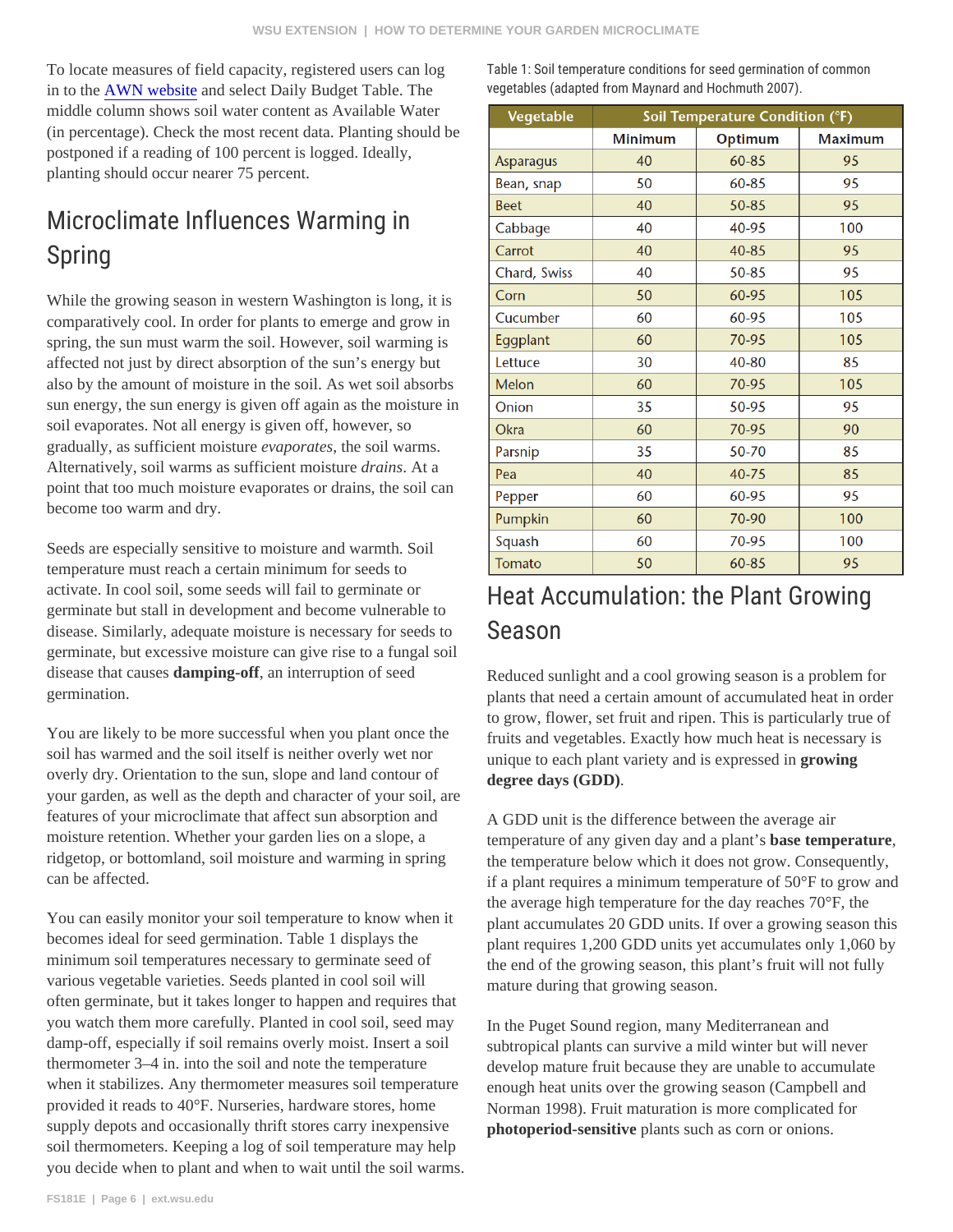To locate measures of field capacity, registered users can log in to the AWN website and select Daily Budget Table. The middle column shows soil water content as Available Water (in percentage). Check the most recent data. Planting should be postponed if a reading of 100 percent is logged. Ideally, planting should occur nearer 75 percent.

## Microclimate Influences Warming in Spring

While the growing season in western Washington is long, it is comparatively cool. In order for plants to emerge and grow in spring, the sun must warm the soil. However, soil warming is affected not just by direct absorption of the sun's energy but also by the amount of moisture in the soil. As wet soil absorbs sun energy, the sun energy is given off again as the moisture in soil evaporates. Not all energy is given off, however, so gradually, as sufficient moisture *evaporates*, the soil warms. Alternatively, soil warms as sufficient moisture *drains*. At a point that too much moisture evaporates or drains, the soil can become too warm and dry.

Seeds are especially sensitive to moisture and warmth. Soil temperature must reach a certain minimum for seeds to activate. In cool soil, some seeds will fail to germinate or germinate but stall in development and become vulnerable to disease. Similarly, adequate moisture is necessary for seeds to germinate, but excessive moisture can give rise to a fungal soil disease that causes **damping-off**, an interruption of seed germination.

You are likely to be more successful when you plant once the soil has warmed and the soil itself is neither overly wet nor overly dry. Orientation to the sun, slope and land contour of your garden, as well as the depth and character of your soil, are features of your microclimate that affect sun absorption and moisture retention. Whether your garden lies on a slope, a ridgetop, or bottomland, soil moisture and warming in spring can be affected.

You can easily monitor your soil temperature to know when it becomes ideal for seed germination. Table 1 displays the minimum soil temperatures necessary to germinate seed of various vegetable varieties. Seeds planted in cool soil will often germinate, but it takes longer to happen and requires that you watch them more carefully. Planted in cool soil, seed may damp-off, especially if soil remains overly moist. Insert a soil thermometer 3–4 in. into the soil and note the temperature when it stabilizes. Any thermometer measures soil temperature provided it reads to 40°F. Nurseries, hardware stores, home supply depots and occasionally thrift stores carry inexpensive soil thermometers. Keeping a log of soil temperature may help you decide when to plant and when to wait until the soil warms.

Table 1: Soil temperature conditions for seed germination of common vegetables (adapted from Maynard and Hochmuth 2007).

| Vegetable | Soil Temperature Condition (°F) | | |
|---|---|---|---|
| | Minimum | Optimum | Maximum |
| Asparagus | 40 | 60-85 | 95 |
| Bean, snap | 50 | 60-85 | 95 |
| Beet | 40 | 50-85 | 95 |
| Cabbage | 40 | 40-95 | 100 |
| Carrot | 40 | 40-85 | 95 |
| Chard, Swiss | 40 | 50-85 | 95 |
| Corn | 50 | 60-95 | 105 |
| Cucumber | 60 | 60-95 | 105 |
| Eggplant | 60 | 70-95 | 105 |
| Lettuce | 30 | 40-80 | 85 |
| Melon | 60 | 70-95 | 105 |
| Onion | 35 | 50-95 | 95 |
| Okra | 60 | 70-95 | 90 |
| Parsnip | 35 | 50-70 | 85 |
| Pea | 40 | 40-75 | 85 |
| Pepper | 60 | 60-95 | 95 |
| Pumpkin | 60 | 70-90 | 100 |
| Squash | 60 | 70-95 | 100 |
| Tomato | 50 | 60-85 | 95 |

## Heat Accumulation: the Plant Growing Season

Reduced sunlight and a cool growing season is a problem for plants that need a certain amount of accumulated heat in order to grow, flower, set fruit and ripen. This is particularly true of fruits and vegetables. Exactly how much heat is necessary is unique to each plant variety and is expressed in **growing degree days (GDD)**.

A GDD unit is the difference between the average air temperature of any given day and a plant's **base temperature**, the temperature below which it does not grow. Consequently, if a plant requires a minimum temperature of 50°F to grow and the average high temperature for the day reaches 70°F, the plant accumulates 20 GDD units. If over a growing season this plant requires 1,200 GDD units yet accumulates only 1,060 by the end of the growing season, this plant's fruit will not fully mature during that growing season.

In the Puget Sound region, many Mediterranean and subtropical plants can survive a mild winter but will never develop mature fruit because they are unable to accumulate enough heat units over the growing season (Campbell and Norman 1998). Fruit maturation is more complicated for **photoperiod-sensitive** plants such as corn or onions.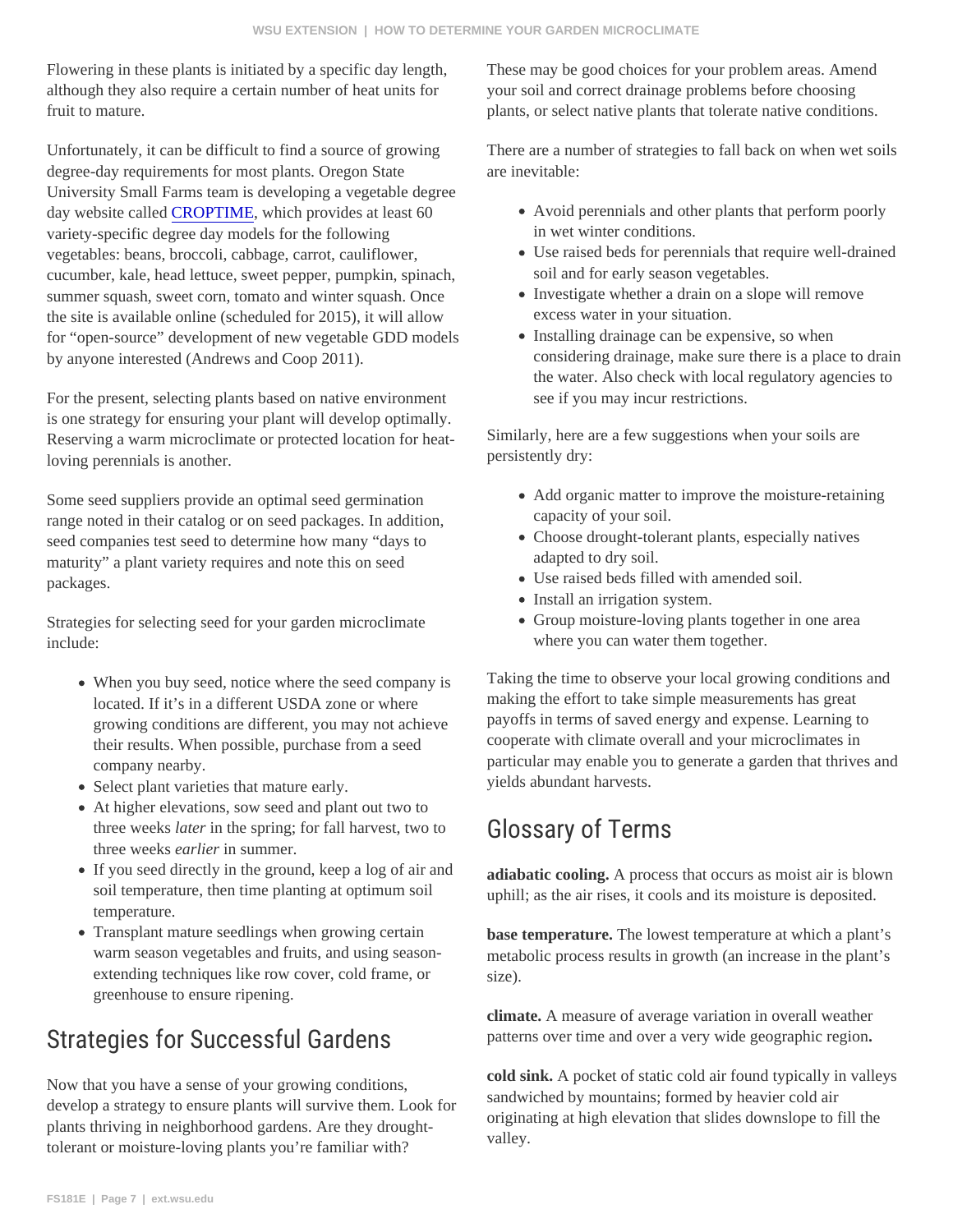Flowering in these plants is initiated by a specific day length, although they also require a certain number of heat units for fruit to mature.

Unfortunately, it can be difficult to find a source of growing degree-day requirements for most plants. Oregon State University Small Farms team is developing a vegetable degree day website called CROPTIME, which provides at least 60 variety-specific degree day models for the following vegetables: beans, broccoli, cabbage, carrot, cauliflower, cucumber, kale, head lettuce, sweet pepper, pumpkin, spinach, summer squash, sweet corn, tomato and winter squash. Once the site is available online (scheduled for 2015), it will allow for "open-source" development of new vegetable GDD models by anyone interested (Andrews and Coop 2011).

For the present, selecting plants based on native environment is one strategy for ensuring your plant will develop optimally. Reserving a warm microclimate or protected location for heat-loving perennials is another.

Some seed suppliers provide an optimal seed germination range noted in their catalog or on seed packages. In addition, seed companies test seed to determine how many "days to maturity" a plant variety requires and note this on seed packages.

Strategies for selecting seed for your garden microclimate include:

- When you buy seed, notice where the seed company is located. If it's in a different USDA zone or where growing conditions are different, you may not achieve their results. When possible, purchase from a seed company nearby.
- Select plant varieties that mature early.
- At higher elevations, sow seed and plant out two to three weeks *later* in the spring; for fall harvest, two to three weeks *earlier* in summer.
- If you seed directly in the ground, keep a log of air and soil temperature, then time planting at optimum soil temperature.
- Transplant mature seedlings when growing certain warm season vegetables and fruits, and using season-extending techniques like row cover, cold frame, or greenhouse to ensure ripening.

## Strategies for Successful Gardens

Now that you have a sense of your growing conditions, develop a strategy to ensure plants will survive them. Look for plants thriving in neighborhood gardens. Are they drought-tolerant or moisture-loving plants you're familiar with? These may be good choices for your problem areas. Amend your soil and correct drainage problems before choosing plants, or select native plants that tolerate native conditions.

There are a number of strategies to fall back on when wet soils are inevitable:

- Avoid perennials and other plants that perform poorly in wet winter conditions.
- Use raised beds for perennials that require well-drained soil and for early season vegetables.
- Investigate whether a drain on a slope will remove excess water in your situation.
- Installing drainage can be expensive, so when considering drainage, make sure there is a place to drain the water. Also check with local regulatory agencies to see if you may incur restrictions.

Similarly, here are a few suggestions when your soils are persistently dry:

- Add organic matter to improve the moisture-retaining capacity of your soil.
- Choose drought-tolerant plants, especially natives adapted to dry soil.
- Use raised beds filled with amended soil.
- Install an irrigation system.
- Group moisture-loving plants together in one area where you can water them together.

Taking the time to observe your local growing conditions and making the effort to take simple measurements has great payoffs in terms of saved energy and expense. Learning to cooperate with climate overall and your microclimates in particular may enable you to generate a garden that thrives and yields abundant harvests.

## Glossary of Terms

**adiabatic cooling.** A process that occurs as moist air is blown uphill; as the air rises, it cools and its moisture is deposited.

**base temperature.** The lowest temperature at which a plant's metabolic process results in growth (an increase in the plant's size).

**climate.** A measure of average variation in overall weather patterns over time and over a very wide geographic region**.**

**cold sink.** A pocket of static cold air found typically in valleys sandwiched by mountains; formed by heavier cold air originating at high elevation that slides downslope to fill the valley.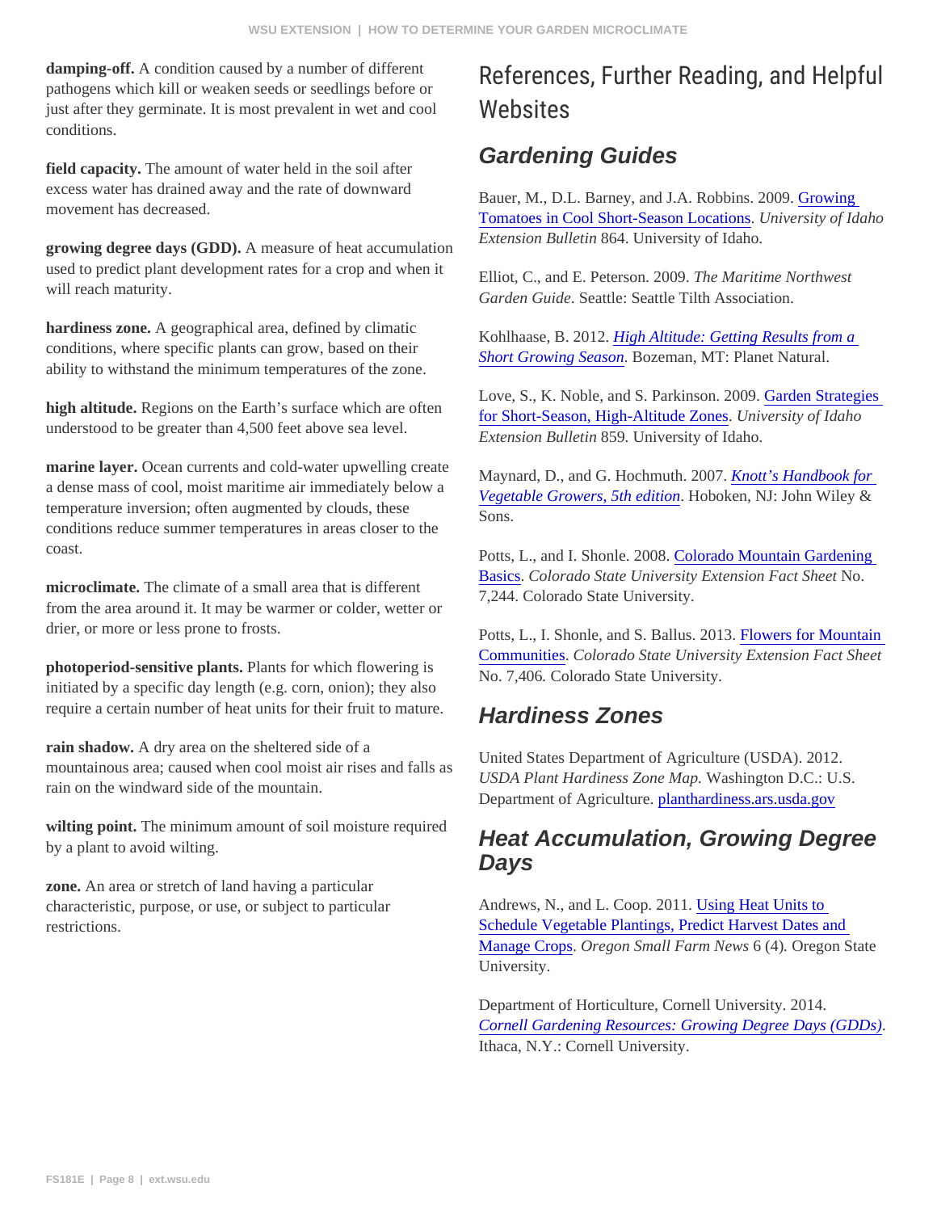**damping-off.** A condition caused by a number of different pathogens which kill or weaken seeds or seedlings before or just after they germinate. It is most prevalent in wet and cool conditions.

**field capacity.** The amount of water held in the soil after excess water has drained away and the rate of downward movement has decreased.

**growing degree days (GDD).** A measure of heat accumulation used to predict plant development rates for a crop and when it will reach maturity.

**hardiness zone.** A geographical area, defined by climatic conditions, where specific plants can grow, based on their ability to withstand the minimum temperatures of the zone.

**high altitude.** Regions on the Earth's surface which are often understood to be greater than 4,500 feet above sea level.

**marine layer.** Ocean currents and cold-water upwelling create a dense mass of cool, moist maritime air immediately below a temperature inversion; often augmented by clouds, these conditions reduce summer temperatures in areas closer to the coast.

**microclimate.** The climate of a small area that is different from the area around it. It may be warmer or colder, wetter or drier, or more or less prone to frosts.

**photoperiod-sensitive plants.** Plants for which flowering is initiated by a specific day length (e.g. corn, onion); they also require a certain number of heat units for their fruit to mature.

**rain shadow.** A dry area on the sheltered side of a mountainous area; caused when cool moist air rises and falls as rain on the windward side of the mountain.

**wilting point.** The minimum amount of soil moisture required by a plant to avoid wilting.

**zone.** An area or stretch of land having a particular characteristic, purpose, or use, or subject to particular restrictions.

# References, Further Reading, and Helpful Websites

## Gardening Guides

Bauer, M., D.L. Barney, and J.A. Robbins. 2009. Growing Tomatoes in Cool Short-Season Locations. *University of Idaho Extension Bulletin* 864. University of Idaho.

Elliot, C., and E. Peterson. 2009. *The Maritime Northwest Garden Guide*. Seattle: Seattle Tilth Association.

Kohlhaase, B. 2012. *High Altitude: Getting Results from a Short Growing Season*. Bozeman, MT: Planet Natural.

Love, S., K. Noble, and S. Parkinson. 2009. Garden Strategies for Short-Season, High-Altitude Zones. *University of Idaho Extension Bulletin* 859. University of Idaho.

Maynard, D., and G. Hochmuth. 2007. *Knott's Handbook for Vegetable Growers, 5th edition*. Hoboken, NJ: John Wiley & Sons.

Potts, L., and I. Shonle. 2008. Colorado Mountain Gardening Basics. *Colorado State University Extension Fact Sheet* No. 7,244. Colorado State University.

Potts, L., I. Shonle, and S. Ballus. 2013. Flowers for Mountain Communities. *Colorado State University Extension Fact Sheet* No. 7,406. Colorado State University.

## Hardiness Zones

United States Department of Agriculture (USDA). 2012. *USDA Plant Hardiness Zone Map.* Washington D.C.: U.S. Department of Agriculture. planthardiness.ars.usda.gov

## Heat Accumulation, Growing Degree Days

Andrews, N., and L. Coop. 2011. Using Heat Units to Schedule Vegetable Plantings, Predict Harvest Dates and Manage Crops. *Oregon Small Farm News* 6 (4). Oregon State University.

Department of Horticulture, Cornell University. 2014. *Cornell Gardening Resources: Growing Degree Days (GDDs)*. Ithaca, N.Y.: Cornell University.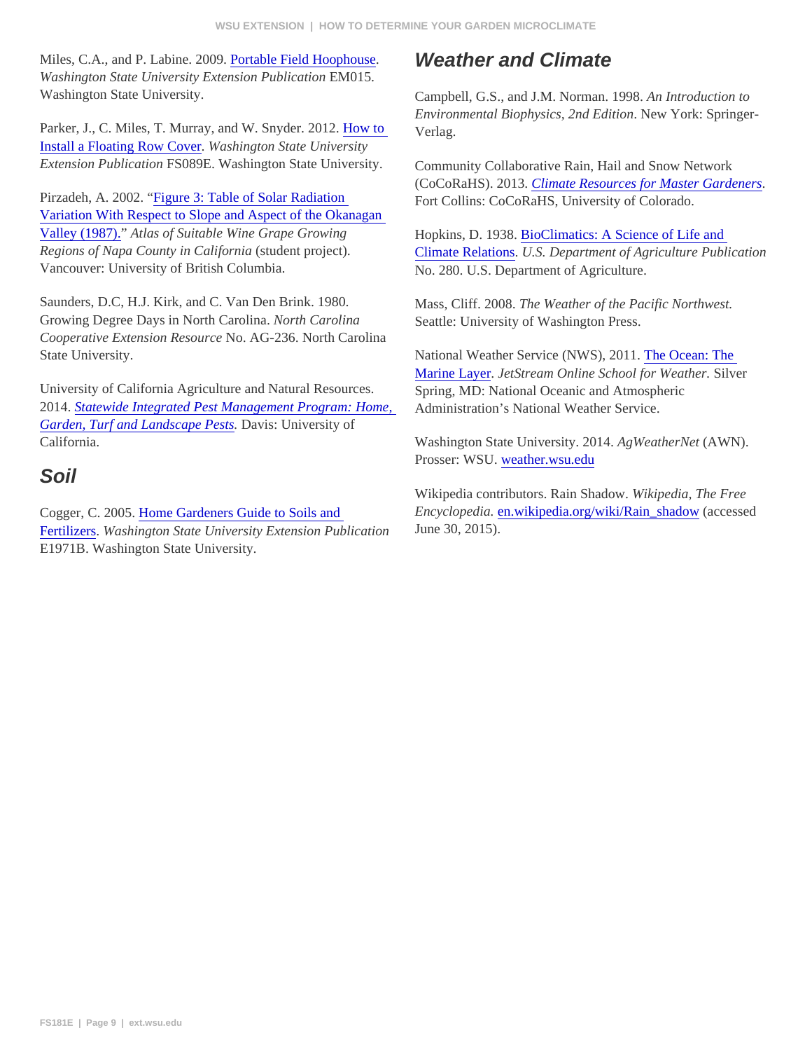Miles, C.A., and P. Labine. 2009. Portable Field Hoophouse. *Washington State University Extension Publication* EM015. Washington State University.

Parker, J., C. Miles, T. Murray, and W. Snyder. 2012. How to Install a Floating Row Cover. *Washington State University Extension Publication* FS089E. Washington State University.

Pirzadeh, A. 2002. "Figure 3: Table of Solar Radiation Variation With Respect to Slope and Aspect of the Okanagan Valley (1987)." *Atlas of Suitable Wine Grape Growing Regions of Napa County in California* (student project). Vancouver: University of British Columbia.

Saunders, D.C, H.J. Kirk, and C. Van Den Brink. 1980. Growing Degree Days in North Carolina. *North Carolina Cooperative Extension Resource* No. AG-236. North Carolina State University.

University of California Agriculture and Natural Resources. 2014. *Statewide Integrated Pest Management Program: Home, Garden, Turf and Landscape Pests*. Davis: University of California.

## Soil

Cogger, C. 2005. Home Gardeners Guide to Soils and Fertilizers. *Washington State University Extension Publication* E1971B. Washington State University.

## Weather and Climate

Campbell, G.S., and J.M. Norman. 1998. *An Introduction to Environmental Biophysics, 2nd Edition*. New York: Springer-Verlag.

Community Collaborative Rain, Hail and Snow Network (CoCoRaHS). 2013. *Climate Resources for Master Gardeners*. Fort Collins: CoCoRaHS, University of Colorado.

Hopkins, D. 1938. BioClimatics: A Science of Life and Climate Relations. *U.S. Department of Agriculture Publication* No. 280. U.S. Department of Agriculture.

Mass, Cliff. 2008. *The Weather of the Pacific Northwest.* Seattle: University of Washington Press.

National Weather Service (NWS), 2011. The Ocean: The Marine Layer. *JetStream Online School for Weather*. Silver Spring, MD: National Oceanic and Atmospheric Administration's National Weather Service.

Washington State University. 2014. *AgWeatherNet* (AWN). Prosser: WSU. weather.wsu.edu

Wikipedia contributors. Rain Shadow. *Wikipedia, The Free Encyclopedia.* en.wikipedia.org/wiki/Rain_shadow (accessed June 30, 2015).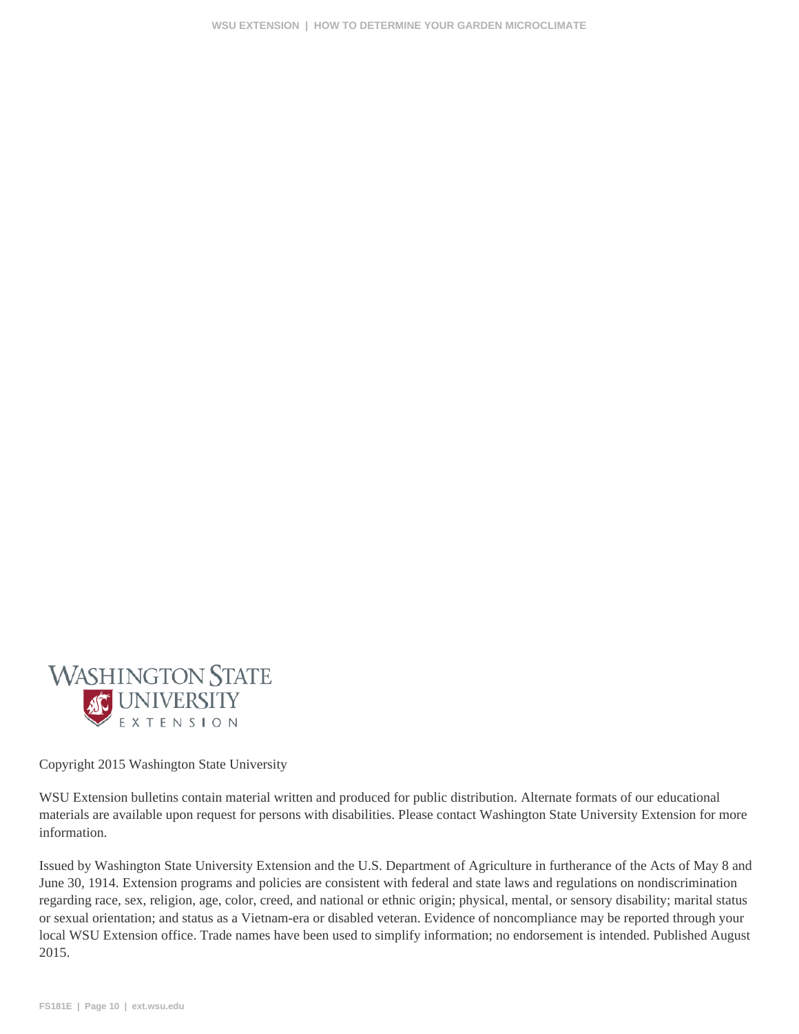WASHINGTON STATE UNIVERSITY EXTENSION

Copyright 2015 Washington State University

WSU Extension bulletins contain material written and produced for public distribution. Alternate formats of our educational materials are available upon request for persons with disabilities. Please contact Washington State University Extension for more information.

Issued by Washington State University Extension and the U.S. Department of Agriculture in furtherance of the Acts of May 8 and June 30, 1914. Extension programs and policies are consistent with federal and state laws and regulations on nondiscrimination regarding race, sex, religion, age, color, creed, and national or ethnic origin; physical, mental, or sensory disability; marital status or sexual orientation; and status as a Vietnam-era or disabled veteran. Evidence of noncompliance may be reported through your local WSU Extension office. Trade names have been used to simplify information; no endorsement is intended. Published August 2015.